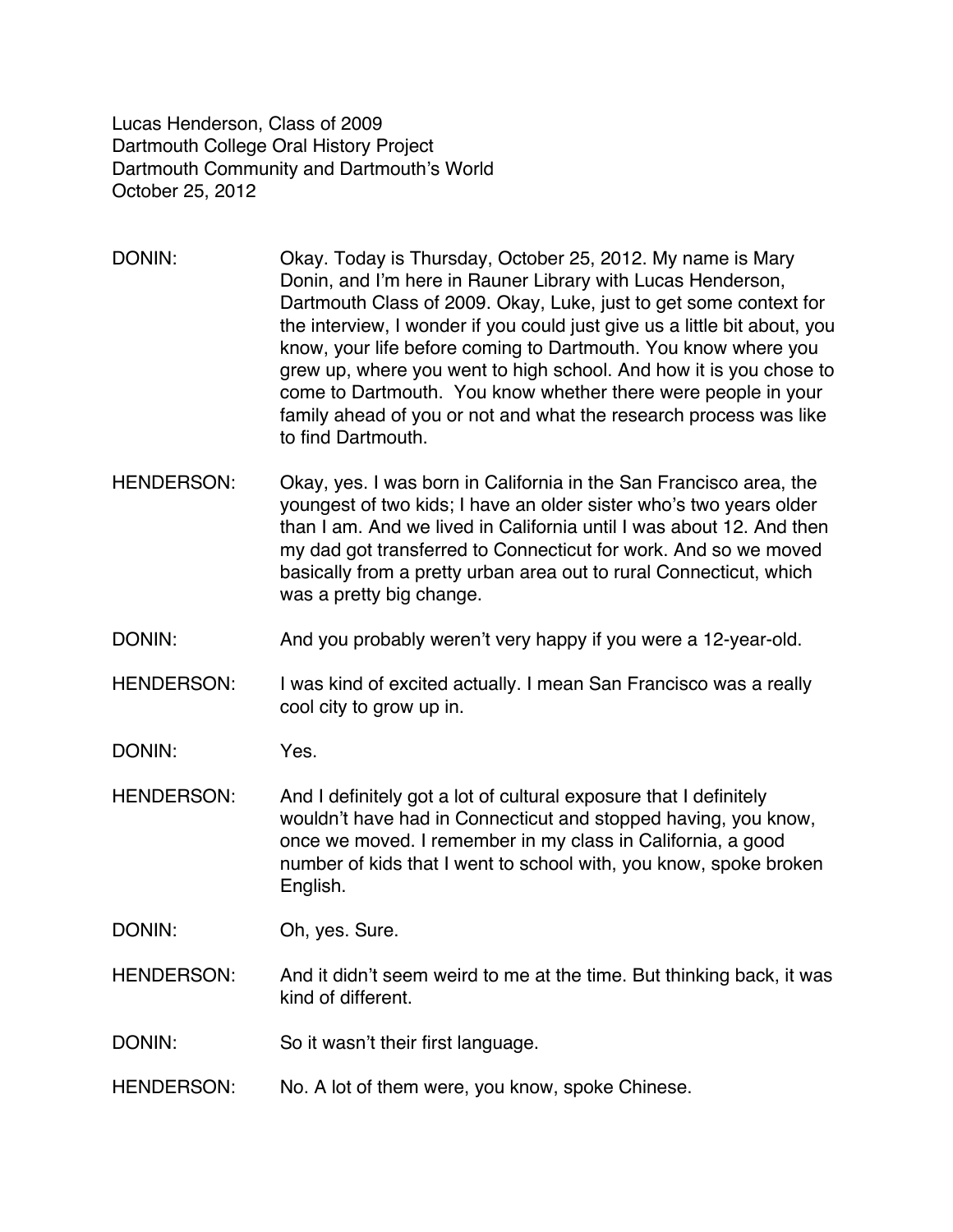Lucas Henderson, Class of 2009
Dartmouth College Oral History Project
Dartmouth Community and Dartmouth's World
October 25, 2012

DONIN: Okay. Today is Thursday, October 25, 2012. My name is Mary Donin, and I'm here in Rauner Library with Lucas Henderson, Dartmouth Class of 2009. Okay, Luke, just to get some context for the interview, I wonder if you could just give us a little bit about, you know, your life before coming to Dartmouth. You know where you grew up, where you went to high school. And how it is you chose to come to Dartmouth. You know whether there were people in your family ahead of you or not and what the research process was like to find Dartmouth.

HENDERSON: Okay, yes. I was born in California in the San Francisco area, the youngest of two kids; I have an older sister who's two years older than I am. And we lived in California until I was about 12. And then my dad got transferred to Connecticut for work. And so we moved basically from a pretty urban area out to rural Connecticut, which was a pretty big change.

DONIN: And you probably weren't very happy if you were a 12-year-old.

HENDERSON: I was kind of excited actually. I mean San Francisco was a really cool city to grow up in.

DONIN: Yes.

HENDERSON: And I definitely got a lot of cultural exposure that I definitely wouldn't have had in Connecticut and stopped having, you know, once we moved. I remember in my class in California, a good number of kids that I went to school with, you know, spoke broken English.

DONIN: Oh, yes. Sure.

HENDERSON: And it didn't seem weird to me at the time. But thinking back, it was kind of different.

DONIN: So it wasn't their first language.

HENDERSON: No. A lot of them were, you know, spoke Chinese.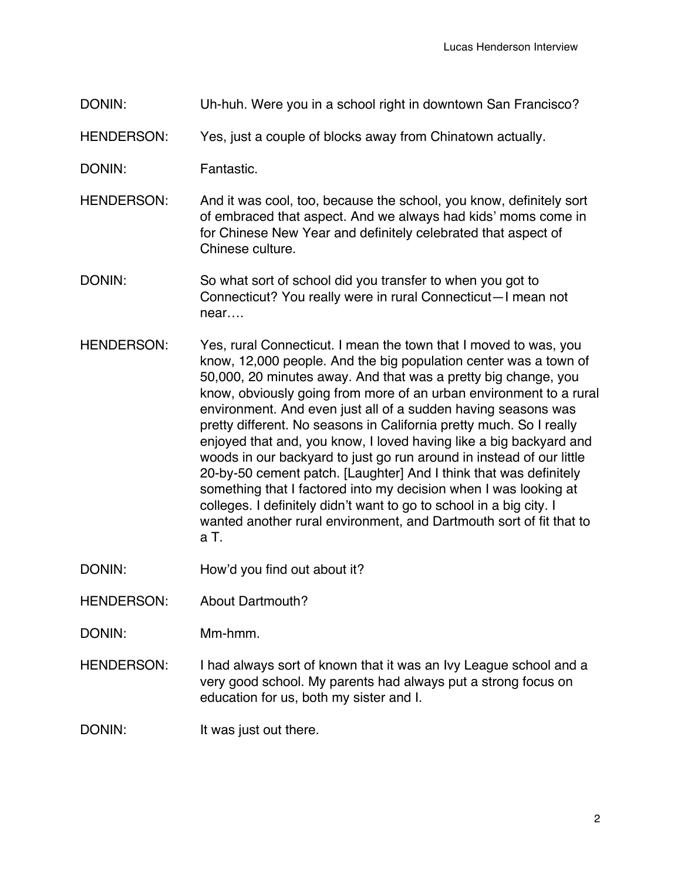DONIN: Uh-huh. Were you in a school right in downtown San Francisco?

HENDERSON: Yes, just a couple of blocks away from Chinatown actually.

DONIN: Fantastic.

HENDERSON: And it was cool, too, because the school, you know, definitely sort of embraced that aspect. And we always had kids' moms come in for Chinese New Year and definitely celebrated that aspect of Chinese culture.

DONIN: So what sort of school did you transfer to when you got to Connecticut? You really were in rural Connecticut—I mean not near….

HENDERSON: Yes, rural Connecticut. I mean the town that I moved to was, you know, 12,000 people. And the big population center was a town of 50,000, 20 minutes away. And that was a pretty big change, you know, obviously going from more of an urban environment to a rural environment. And even just all of a sudden having seasons was pretty different. No seasons in California pretty much. So I really enjoyed that and, you know, I loved having like a big backyard and woods in our backyard to just go run around in instead of our little 20-by-50 cement patch. [Laughter] And I think that was definitely something that I factored into my decision when I was looking at colleges. I definitely didn't want to go to school in a big city. I wanted another rural environment, and Dartmouth sort of fit that to a T.

DONIN: How'd you find out about it?

HENDERSON: About Dartmouth?

DONIN: Mm-hmm.

HENDERSON: I had always sort of known that it was an Ivy League school and a very good school. My parents had always put a strong focus on education for us, both my sister and I.

DONIN: It was just out there.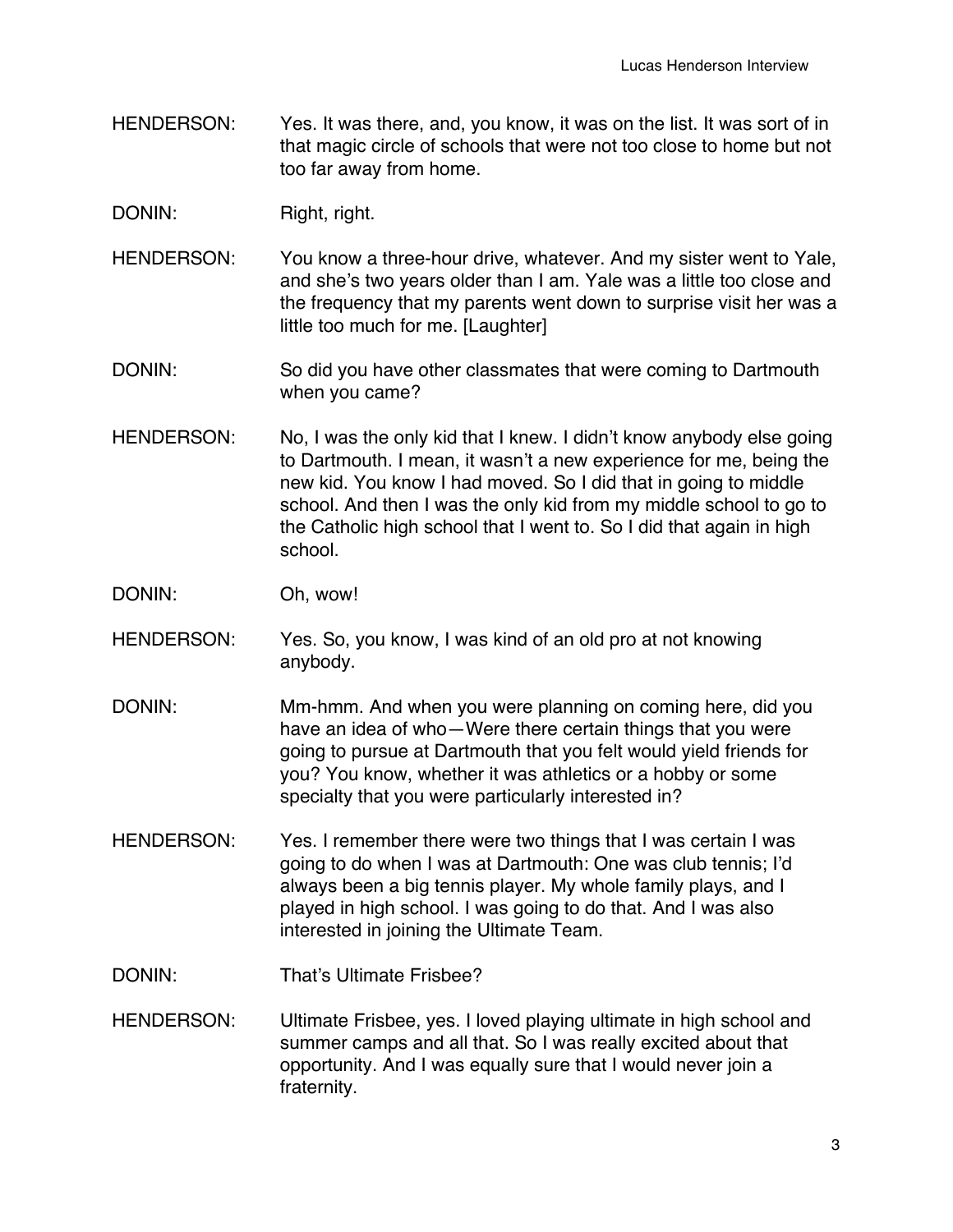HENDERSON: Yes. It was there, and, you know, it was on the list. It was sort of in that magic circle of schools that were not too close to home but not too far away from home.

DONIN: Right, right.

HENDERSON: You know a three-hour drive, whatever. And my sister went to Yale, and she's two years older than I am. Yale was a little too close and the frequency that my parents went down to surprise visit her was a little too much for me. [Laughter]

DONIN: So did you have other classmates that were coming to Dartmouth when you came?

HENDERSON: No, I was the only kid that I knew. I didn't know anybody else going to Dartmouth. I mean, it wasn't a new experience for me, being the new kid. You know I had moved. So I did that in going to middle school. And then I was the only kid from my middle school to go to the Catholic high school that I went to. So I did that again in high school.

DONIN: Oh, wow!

HENDERSON: Yes. So, you know, I was kind of an old pro at not knowing anybody.

DONIN: Mm-hmm. And when you were planning on coming here, did you have an idea of who—Were there certain things that you were going to pursue at Dartmouth that you felt would yield friends for you? You know, whether it was athletics or a hobby or some specialty that you were particularly interested in?

HENDERSON: Yes. I remember there were two things that I was certain I was going to do when I was at Dartmouth: One was club tennis; I'd always been a big tennis player. My whole family plays, and I played in high school. I was going to do that. And I was also interested in joining the Ultimate Team.

DONIN: That's Ultimate Frisbee?

HENDERSON: Ultimate Frisbee, yes. I loved playing ultimate in high school and summer camps and all that. So I was really excited about that opportunity. And I was equally sure that I would never join a fraternity.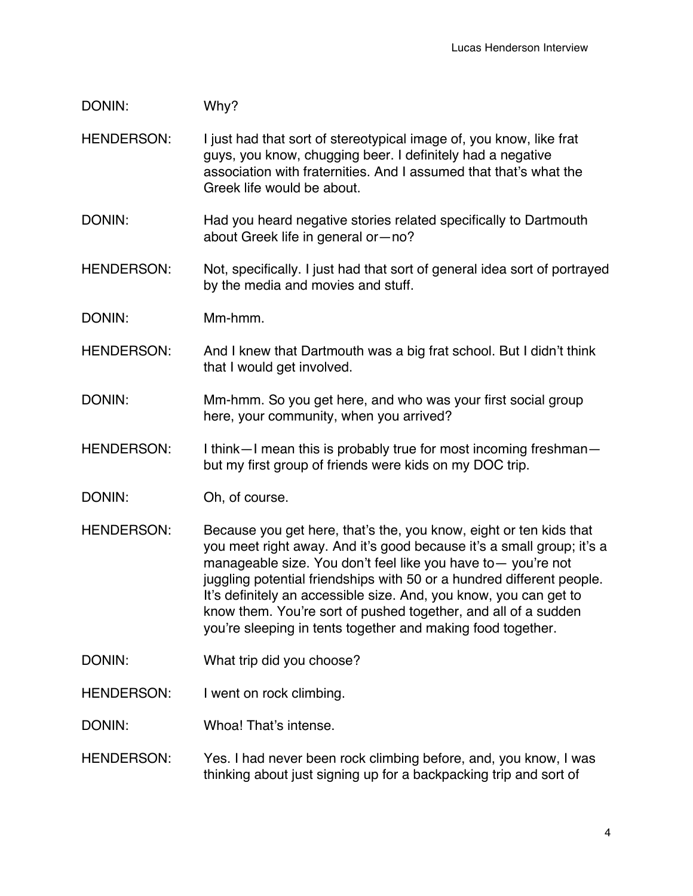DONIN: Why?

HENDERSON: I just had that sort of stereotypical image of, you know, like frat guys, you know, chugging beer. I definitely had a negative association with fraternities. And I assumed that that's what the Greek life would be about.

DONIN: Had you heard negative stories related specifically to Dartmouth about Greek life in general or—no?

HENDERSON: Not, specifically. I just had that sort of general idea sort of portrayed by the media and movies and stuff.

DONIN: Mm-hmm.

HENDERSON: And I knew that Dartmouth was a big frat school. But I didn't think that I would get involved.

DONIN: Mm-hmm. So you get here, and who was your first social group here, your community, when you arrived?

HENDERSON: I think—I mean this is probably true for most incoming freshman—but my first group of friends were kids on my DOC trip.

DONIN: Oh, of course.

HENDERSON: Because you get here, that's the, you know, eight or ten kids that you meet right away. And it's good because it's a small group; it's a manageable size. You don't feel like you have to— you're not juggling potential friendships with 50 or a hundred different people. It's definitely an accessible size. And, you know, you can get to know them. You're sort of pushed together, and all of a sudden you're sleeping in tents together and making food together.

DONIN: What trip did you choose?

HENDERSON: I went on rock climbing.

DONIN: Whoa! That's intense.

HENDERSON: Yes. I had never been rock climbing before, and, you know, I was thinking about just signing up for a backpacking trip and sort of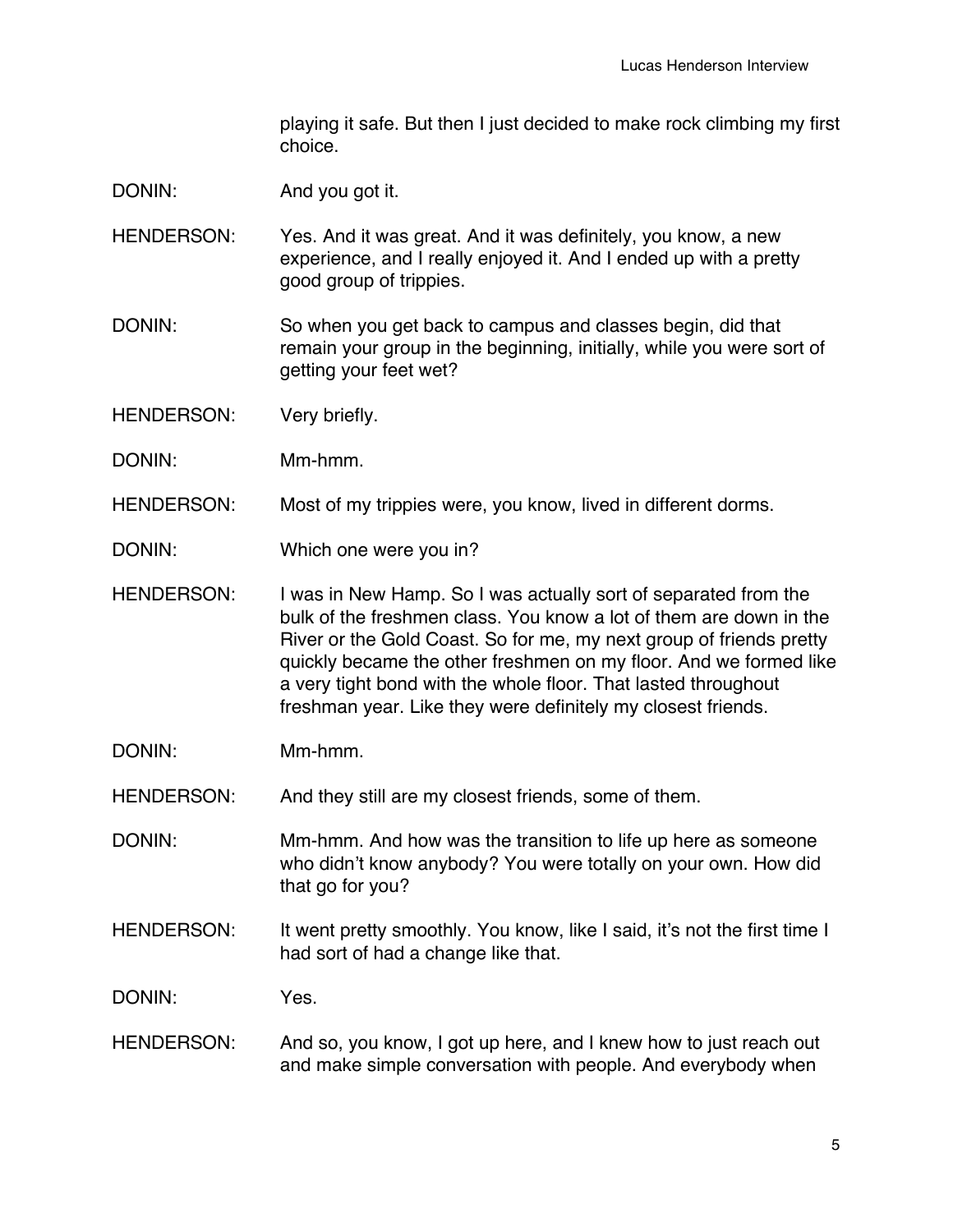playing it safe. But then I just decided to make rock climbing my first choice.

DONIN: And you got it.

HENDERSON: Yes. And it was great. And it was definitely, you know, a new experience, and I really enjoyed it. And I ended up with a pretty good group of trippies.

DONIN: So when you get back to campus and classes begin, did that remain your group in the beginning, initially, while you were sort of getting your feet wet?

HENDERSON: Very briefly.

DONIN: Mm-hmm.

HENDERSON: Most of my trippies were, you know, lived in different dorms.

DONIN: Which one were you in?

HENDERSON: I was in New Hamp. So I was actually sort of separated from the bulk of the freshmen class. You know a lot of them are down in the River or the Gold Coast. So for me, my next group of friends pretty quickly became the other freshmen on my floor. And we formed like a very tight bond with the whole floor. That lasted throughout freshman year. Like they were definitely my closest friends.

DONIN: Mm-hmm.

HENDERSON: And they still are my closest friends, some of them.

DONIN: Mm-hmm. And how was the transition to life up here as someone who didn't know anybody? You were totally on your own. How did that go for you?

HENDERSON: It went pretty smoothly. You know, like I said, it's not the first time I had sort of had a change like that.

DONIN: Yes.

HENDERSON: And so, you know, I got up here, and I knew how to just reach out and make simple conversation with people. And everybody when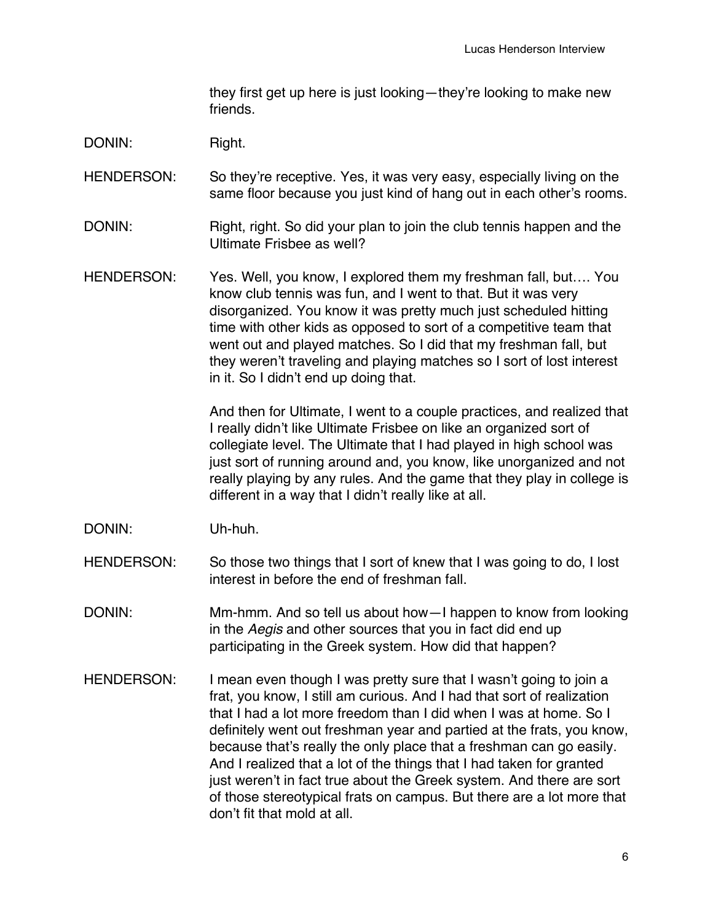they first get up here is just looking—they're looking to make new friends.

DONIN: Right.

HENDERSON: So they're receptive. Yes, it was very easy, especially living on the same floor because you just kind of hang out in each other's rooms.

DONIN: Right, right. So did your plan to join the club tennis happen and the Ultimate Frisbee as well?

HENDERSON: Yes. Well, you know, I explored them my freshman fall, but…. You know club tennis was fun, and I went to that. But it was very disorganized. You know it was pretty much just scheduled hitting time with other kids as opposed to sort of a competitive team that went out and played matches. So I did that my freshman fall, but they weren't traveling and playing matches so I sort of lost interest in it. So I didn't end up doing that.

And then for Ultimate, I went to a couple practices, and realized that I really didn't like Ultimate Frisbee on like an organized sort of collegiate level. The Ultimate that I had played in high school was just sort of running around and, you know, like unorganized and not really playing by any rules. And the game that they play in college is different in a way that I didn't really like at all.

DONIN: Uh-huh.

HENDERSON: So those two things that I sort of knew that I was going to do, I lost interest in before the end of freshman fall.

DONIN: Mm-hmm. And so tell us about how—I happen to know from looking in the *Aegis* and other sources that you in fact did end up participating in the Greek system. How did that happen?

HENDERSON: I mean even though I was pretty sure that I wasn't going to join a frat, you know, I still am curious. And I had that sort of realization that I had a lot more freedom than I did when I was at home. So I definitely went out freshman year and partied at the frats, you know, because that's really the only place that a freshman can go easily. And I realized that a lot of the things that I had taken for granted just weren't in fact true about the Greek system. And there are sort of those stereotypical frats on campus. But there are a lot more that don't fit that mold at all.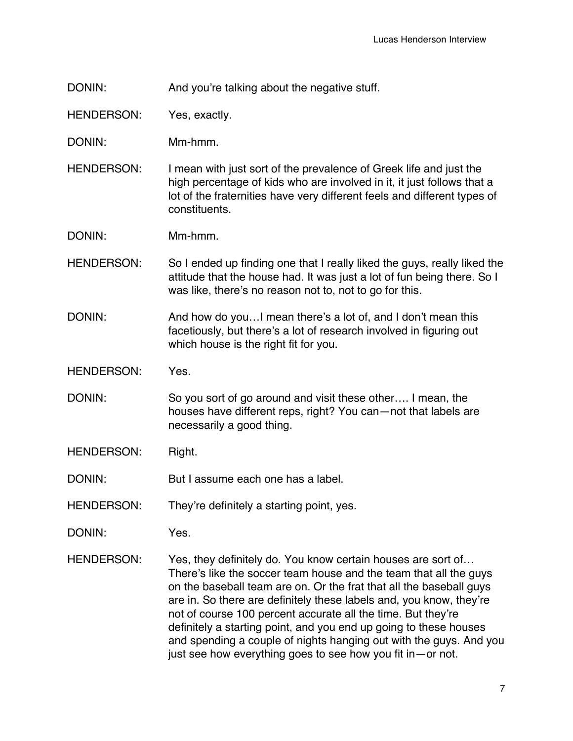DONIN: And you're talking about the negative stuff.

HENDERSON: Yes, exactly.

DONIN: Mm-hmm.

HENDERSON: I mean with just sort of the prevalence of Greek life and just the high percentage of kids who are involved in it, it just follows that a lot of the fraternities have very different feels and different types of constituents.

DONIN: Mm-hmm.

HENDERSON: So I ended up finding one that I really liked the guys, really liked the attitude that the house had. It was just a lot of fun being there. So I was like, there's no reason not to, not to go for this.

DONIN: And how do you…I mean there's a lot of, and I don't mean this facetiously, but there's a lot of research involved in figuring out which house is the right fit for you.

HENDERSON: Yes.

DONIN: So you sort of go around and visit these other…. I mean, the houses have different reps, right? You can—not that labels are necessarily a good thing.

HENDERSON: Right.

DONIN: But I assume each one has a label.

HENDERSON: They're definitely a starting point, yes.

DONIN: Yes.

HENDERSON: Yes, they definitely do. You know certain houses are sort of… There's like the soccer team house and the team that all the guys on the baseball team are on. Or the frat that all the baseball guys are in. So there are definitely these labels and, you know, they're not of course 100 percent accurate all the time. But they're definitely a starting point, and you end up going to these houses and spending a couple of nights hanging out with the guys. And you just see how everything goes to see how you fit in—or not.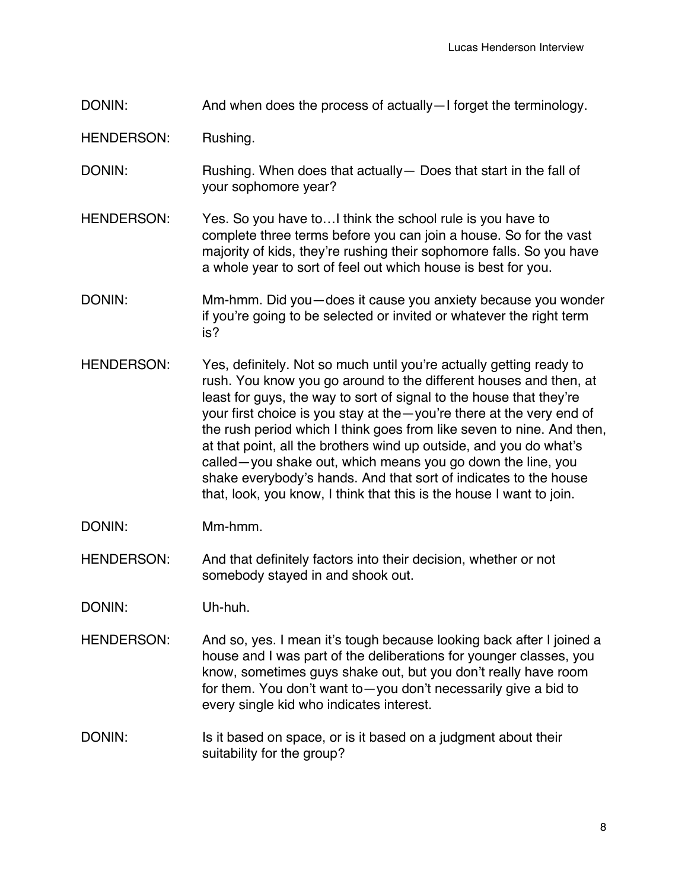DONIN: And when does the process of actually—I forget the terminology.

HENDERSON: Rushing.

DONIN: Rushing. When does that actually— Does that start in the fall of your sophomore year?

HENDERSON: Yes. So you have to…I think the school rule is you have to complete three terms before you can join a house. So for the vast majority of kids, they're rushing their sophomore falls. So you have a whole year to sort of feel out which house is best for you.

DONIN: Mm-hmm. Did you—does it cause you anxiety because you wonder if you're going to be selected or invited or whatever the right term is?

HENDERSON: Yes, definitely. Not so much until you're actually getting ready to rush. You know you go around to the different houses and then, at least for guys, the way to sort of signal to the house that they're your first choice is you stay at the—you're there at the very end of the rush period which I think goes from like seven to nine. And then, at that point, all the brothers wind up outside, and you do what's called—you shake out, which means you go down the line, you shake everybody's hands. And that sort of indicates to the house that, look, you know, I think that this is the house I want to join.

DONIN: Mm-hmm.

HENDERSON: And that definitely factors into their decision, whether or not somebody stayed in and shook out.

DONIN: Uh-huh.

HENDERSON: And so, yes. I mean it's tough because looking back after I joined a house and I was part of the deliberations for younger classes, you know, sometimes guys shake out, but you don't really have room for them. You don't want to—you don't necessarily give a bid to every single kid who indicates interest.

DONIN: Is it based on space, or is it based on a judgment about their suitability for the group?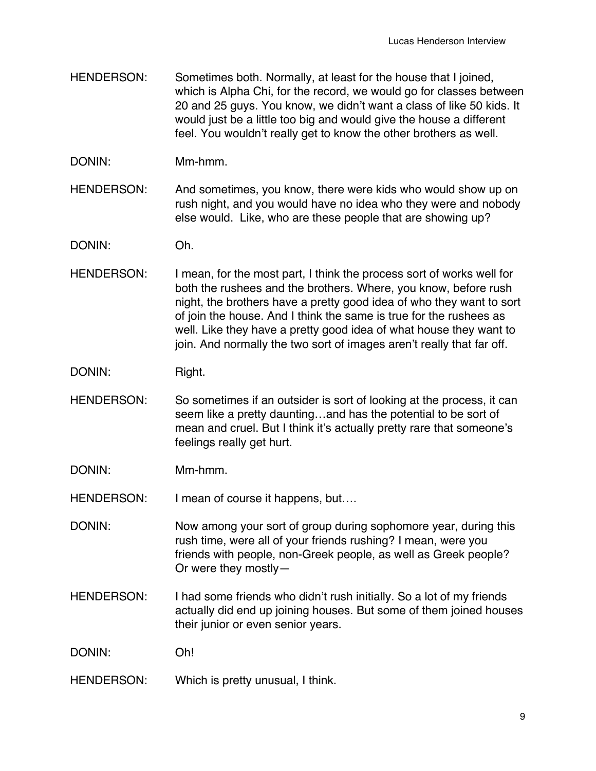HENDERSON: Sometimes both. Normally, at least for the house that I joined, which is Alpha Chi, for the record, we would go for classes between 20 and 25 guys. You know, we didn't want a class of like 50 kids. It would just be a little too big and would give the house a different feel. You wouldn't really get to know the other brothers as well.

DONIN: Mm-hmm.

HENDERSON: And sometimes, you know, there were kids who would show up on rush night, and you would have no idea who they were and nobody else would. Like, who are these people that are showing up?

DONIN: Oh.

HENDERSON: I mean, for the most part, I think the process sort of works well for both the rushees and the brothers. Where, you know, before rush night, the brothers have a pretty good idea of who they want to sort of join the house. And I think the same is true for the rushees as well. Like they have a pretty good idea of what house they want to join. And normally the two sort of images aren't really that far off.

DONIN: Right.

HENDERSON: So sometimes if an outsider is sort of looking at the process, it can seem like a pretty daunting…and has the potential to be sort of mean and cruel. But I think it's actually pretty rare that someone's feelings really get hurt.

DONIN: Mm-hmm.

HENDERSON: I mean of course it happens, but….

DONIN: Now among your sort of group during sophomore year, during this rush time, were all of your friends rushing? I mean, were you friends with people, non-Greek people, as well as Greek people? Or were they mostly—

HENDERSON: I had some friends who didn't rush initially. So a lot of my friends actually did end up joining houses. But some of them joined houses their junior or even senior years.

DONIN: Oh!

HENDERSON: Which is pretty unusual, I think.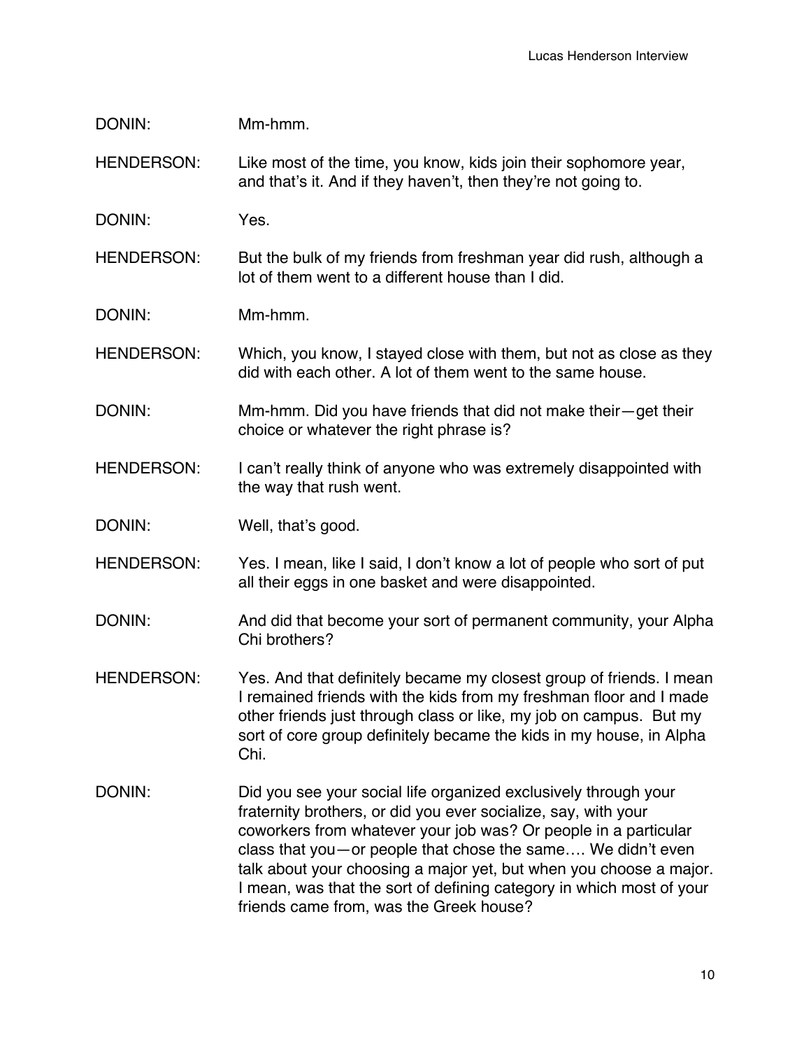DONIN: Mm-hmm.

HENDERSON: Like most of the time, you know, kids join their sophomore year, and that's it. And if they haven't, then they're not going to.

DONIN: Yes.

HENDERSON: But the bulk of my friends from freshman year did rush, although a lot of them went to a different house than I did.

DONIN: Mm-hmm.

HENDERSON: Which, you know, I stayed close with them, but not as close as they did with each other. A lot of them went to the same house.

DONIN: Mm-hmm. Did you have friends that did not make their—get their choice or whatever the right phrase is?

HENDERSON: I can't really think of anyone who was extremely disappointed with the way that rush went.

DONIN: Well, that's good.

HENDERSON: Yes. I mean, like I said, I don't know a lot of people who sort of put all their eggs in one basket and were disappointed.

DONIN: And did that become your sort of permanent community, your Alpha Chi brothers?

HENDERSON: Yes. And that definitely became my closest group of friends. I mean I remained friends with the kids from my freshman floor and I made other friends just through class or like, my job on campus. But my sort of core group definitely became the kids in my house, in Alpha Chi.

DONIN: Did you see your social life organized exclusively through your fraternity brothers, or did you ever socialize, say, with your coworkers from whatever your job was? Or people in a particular class that you—or people that chose the same…. We didn't even talk about your choosing a major yet, but when you choose a major. I mean, was that the sort of defining category in which most of your friends came from, was the Greek house?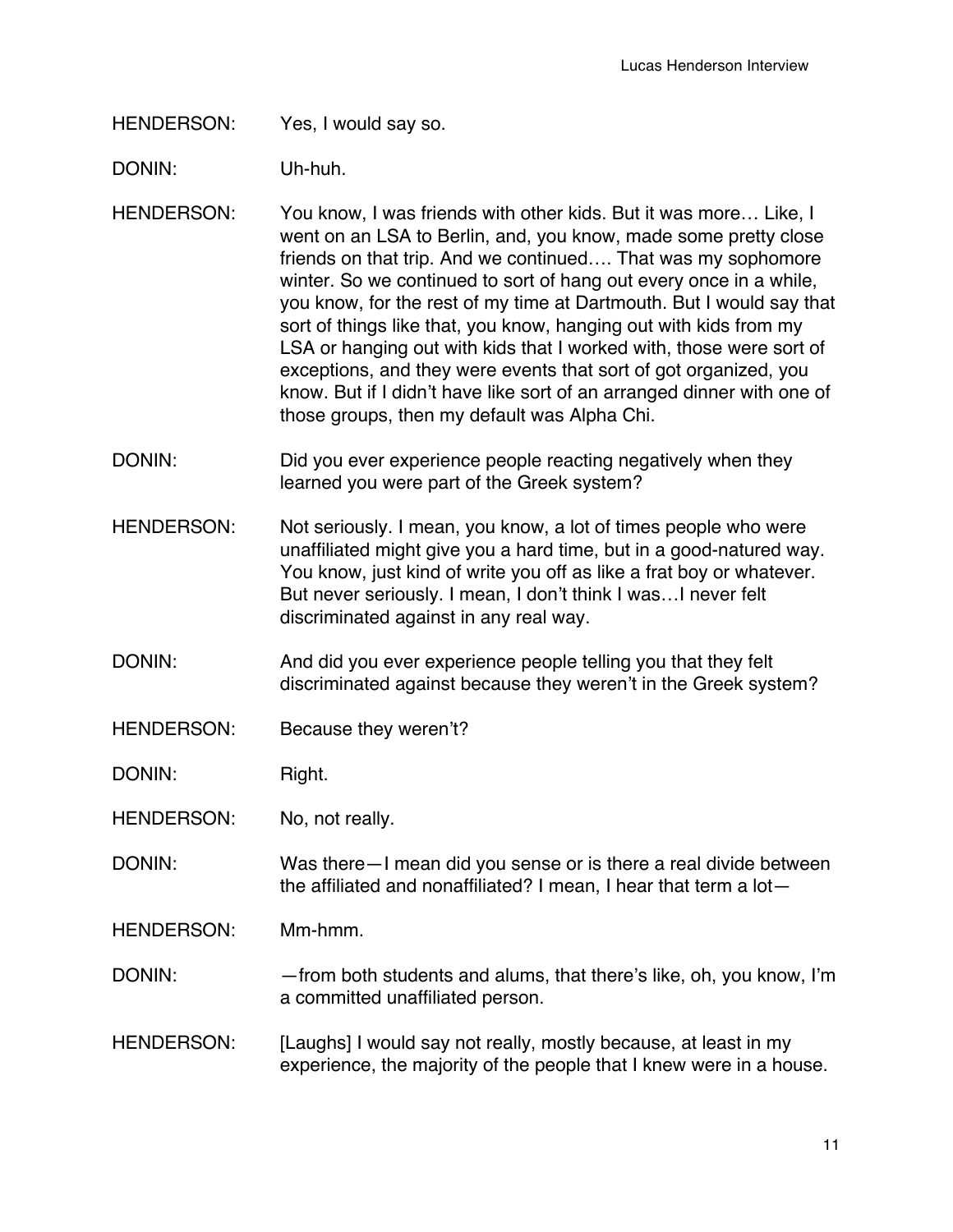HENDERSON: Yes, I would say so.

DONIN: Uh-huh.

HENDERSON: You know, I was friends with other kids. But it was more… Like, I went on an LSA to Berlin, and, you know, made some pretty close friends on that trip. And we continued…. That was my sophomore winter. So we continued to sort of hang out every once in a while, you know, for the rest of my time at Dartmouth. But I would say that sort of things like that, you know, hanging out with kids from my LSA or hanging out with kids that I worked with, those were sort of exceptions, and they were events that sort of got organized, you know. But if I didn't have like sort of an arranged dinner with one of those groups, then my default was Alpha Chi.

DONIN: Did you ever experience people reacting negatively when they learned you were part of the Greek system?

HENDERSON: Not seriously. I mean, you know, a lot of times people who were unaffiliated might give you a hard time, but in a good-natured way. You know, just kind of write you off as like a frat boy or whatever. But never seriously. I mean, I don't think I was…I never felt discriminated against in any real way.

DONIN: And did you ever experience people telling you that they felt discriminated against because they weren't in the Greek system?

HENDERSON: Because they weren't?

DONIN: Right.

HENDERSON: No, not really.

DONIN: Was there—I mean did you sense or is there a real divide between the affiliated and nonaffiliated? I mean, I hear that term a lot—

HENDERSON: Mm-hmm.

DONIN: —from both students and alums, that there's like, oh, you know, I'm a committed unaffiliated person.

HENDERSON: [Laughs] I would say not really, mostly because, at least in my experience, the majority of the people that I knew were in a house.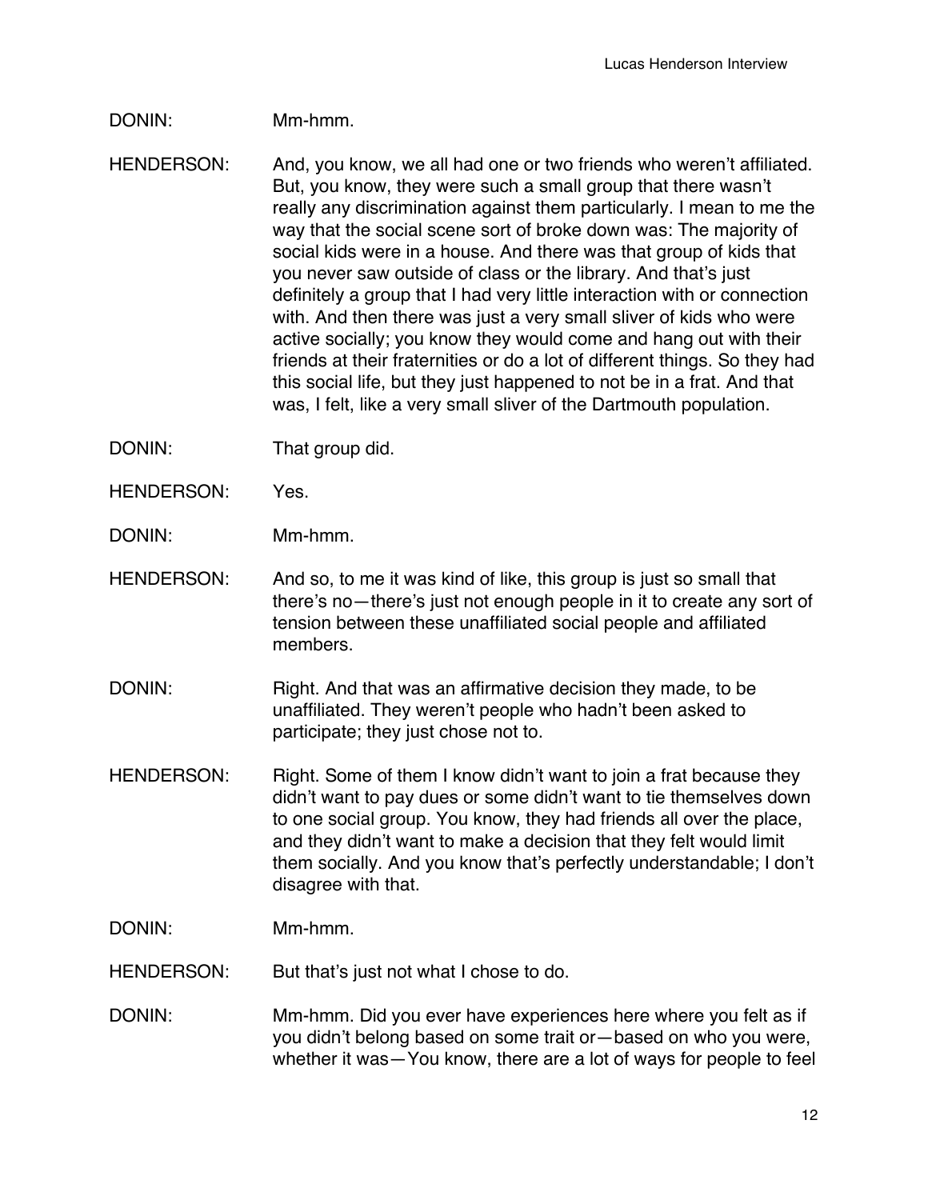DONIN: Mm-hmm.

HENDERSON: And, you know, we all had one or two friends who weren't affiliated. But, you know, they were such a small group that there wasn't really any discrimination against them particularly. I mean to me the way that the social scene sort of broke down was: The majority of social kids were in a house. And there was that group of kids that you never saw outside of class or the library. And that's just definitely a group that I had very little interaction with or connection with. And then there was just a very small sliver of kids who were active socially; you know they would come and hang out with their friends at their fraternities or do a lot of different things. So they had this social life, but they just happened to not be in a frat. And that was, I felt, like a very small sliver of the Dartmouth population.

DONIN: That group did.

HENDERSON: Yes.

DONIN: Mm-hmm.

HENDERSON: And so, to me it was kind of like, this group is just so small that there's no—there's just not enough people in it to create any sort of tension between these unaffiliated social people and affiliated members.

DONIN: Right. And that was an affirmative decision they made, to be unaffiliated. They weren't people who hadn't been asked to participate; they just chose not to.

HENDERSON: Right. Some of them I know didn't want to join a frat because they didn't want to pay dues or some didn't want to tie themselves down to one social group. You know, they had friends all over the place, and they didn't want to make a decision that they felt would limit them socially. And you know that's perfectly understandable; I don't disagree with that.

DONIN: Mm-hmm.

HENDERSON: But that's just not what I chose to do.

DONIN: Mm-hmm. Did you ever have experiences here where you felt as if you didn't belong based on some trait or—based on who you were, whether it was—You know, there are a lot of ways for people to feel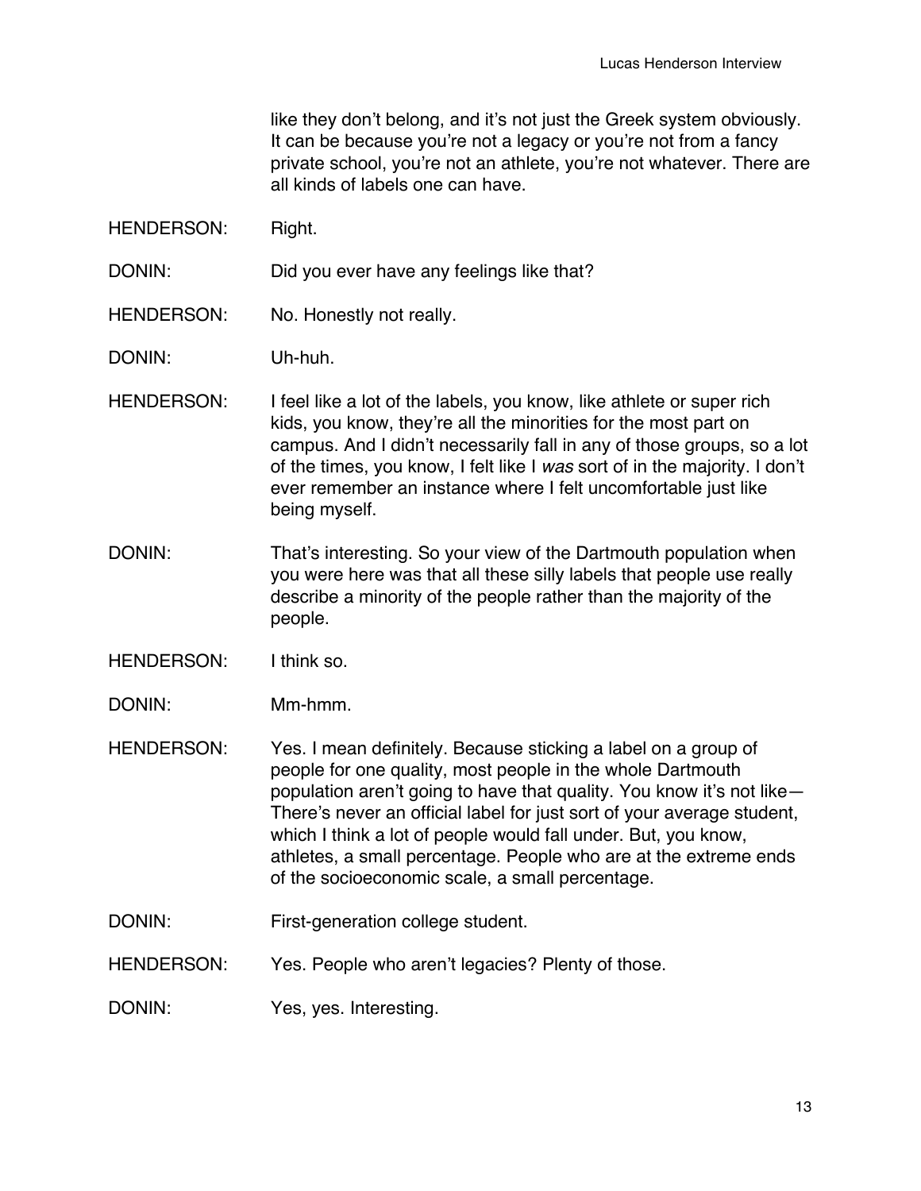like they don't belong, and it's not just the Greek system obviously. It can be because you're not a legacy or you're not from a fancy private school, you're not an athlete, you're not whatever. There are all kinds of labels one can have.

HENDERSON: Right.

DONIN: Did you ever have any feelings like that?

HENDERSON: No. Honestly not really.

DONIN: Uh-huh.

HENDERSON: I feel like a lot of the labels, you know, like athlete or super rich kids, you know, they're all the minorities for the most part on campus. And I didn't necessarily fall in any of those groups, so a lot of the times, you know, I felt like I *was* sort of in the majority. I don't ever remember an instance where I felt uncomfortable just like being myself.

DONIN: That's interesting. So your view of the Dartmouth population when you were here was that all these silly labels that people use really describe a minority of the people rather than the majority of the people.

HENDERSON: I think so.

DONIN: Mm-hmm.

HENDERSON: Yes. I mean definitely. Because sticking a label on a group of people for one quality, most people in the whole Dartmouth population aren't going to have that quality. You know it's not like— There's never an official label for just sort of your average student, which I think a lot of people would fall under. But, you know, athletes, a small percentage. People who are at the extreme ends of the socioeconomic scale, a small percentage.

DONIN: First-generation college student.

HENDERSON: Yes. People who aren't legacies? Plenty of those.

DONIN: Yes, yes. Interesting.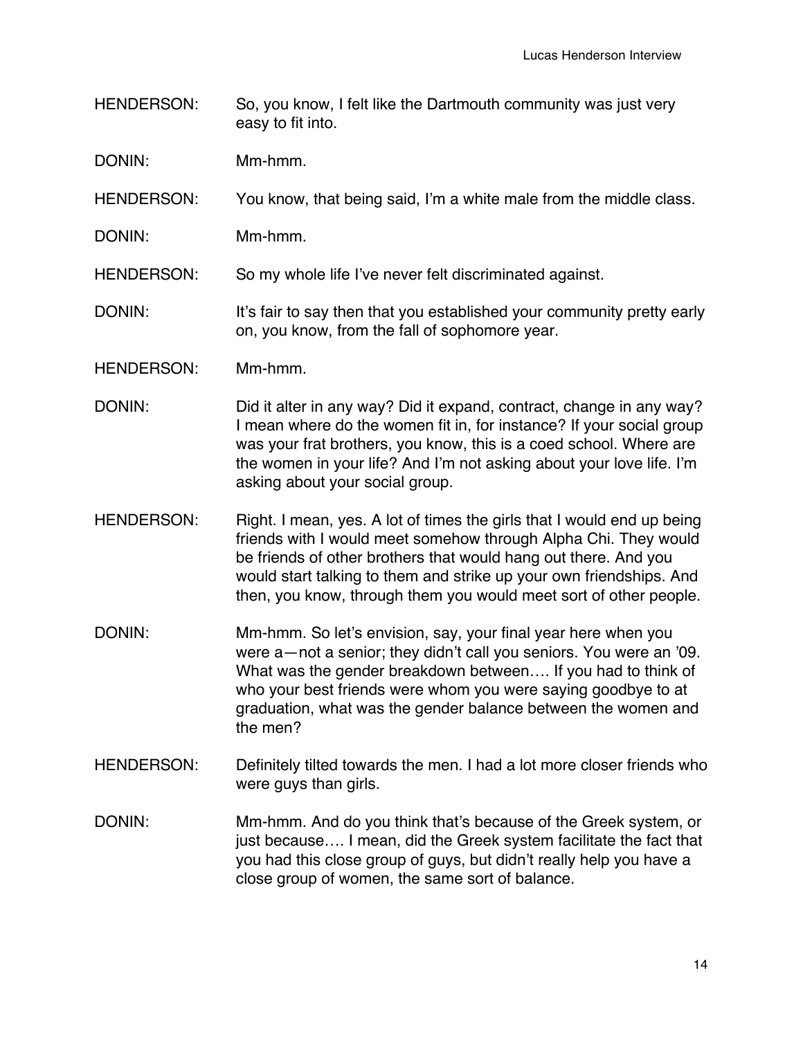HENDERSON: So, you know, I felt like the Dartmouth community was just very easy to fit into.

DONIN: Mm-hmm.

HENDERSON: You know, that being said, I'm a white male from the middle class.

DONIN: Mm-hmm.

HENDERSON: So my whole life I've never felt discriminated against.

DONIN: It's fair to say then that you established your community pretty early on, you know, from the fall of sophomore year.

HENDERSON: Mm-hmm.

DONIN: Did it alter in any way? Did it expand, contract, change in any way? I mean where do the women fit in, for instance? If your social group was your frat brothers, you know, this is a coed school. Where are the women in your life? And I'm not asking about your love life. I'm asking about your social group.

HENDERSON: Right. I mean, yes. A lot of times the girls that I would end up being friends with I would meet somehow through Alpha Chi. They would be friends of other brothers that would hang out there. And you would start talking to them and strike up your own friendships. And then, you know, through them you would meet sort of other people.

DONIN: Mm-hmm. So let's envision, say, your final year here when you were a—not a senior; they didn't call you seniors. You were an '09. What was the gender breakdown between…. If you had to think of who your best friends were whom you were saying goodbye to at graduation, what was the gender balance between the women and the men?

HENDERSON: Definitely tilted towards the men. I had a lot more closer friends who were guys than girls.

DONIN: Mm-hmm. And do you think that's because of the Greek system, or just because…. I mean, did the Greek system facilitate the fact that you had this close group of guys, but didn't really help you have a close group of women, the same sort of balance.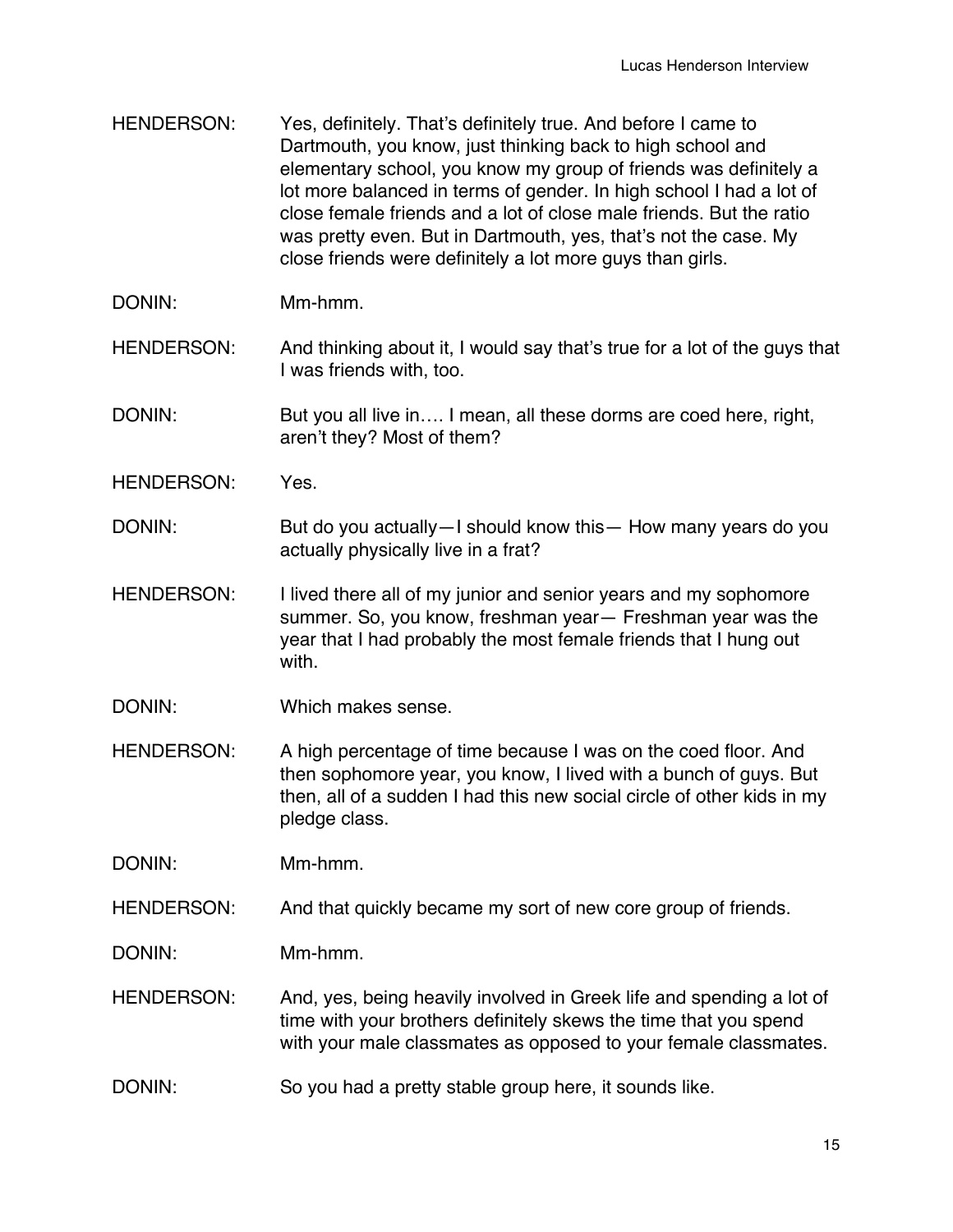HENDERSON: Yes, definitely. That's definitely true. And before I came to Dartmouth, you know, just thinking back to high school and elementary school, you know my group of friends was definitely a lot more balanced in terms of gender. In high school I had a lot of close female friends and a lot of close male friends. But the ratio was pretty even. But in Dartmouth, yes, that's not the case. My close friends were definitely a lot more guys than girls.

DONIN: Mm-hmm.

HENDERSON: And thinking about it, I would say that's true for a lot of the guys that I was friends with, too.

DONIN: But you all live in…. I mean, all these dorms are coed here, right, aren't they? Most of them?

HENDERSON: Yes.

DONIN: But do you actually—I should know this— How many years do you actually physically live in a frat?

HENDERSON: I lived there all of my junior and senior years and my sophomore summer. So, you know, freshman year— Freshman year was the year that I had probably the most female friends that I hung out with.

DONIN: Which makes sense.

HENDERSON: A high percentage of time because I was on the coed floor. And then sophomore year, you know, I lived with a bunch of guys. But then, all of a sudden I had this new social circle of other kids in my pledge class.

DONIN: Mm-hmm.

HENDERSON: And that quickly became my sort of new core group of friends.

DONIN: Mm-hmm.

HENDERSON: And, yes, being heavily involved in Greek life and spending a lot of time with your brothers definitely skews the time that you spend with your male classmates as opposed to your female classmates.

DONIN: So you had a pretty stable group here, it sounds like.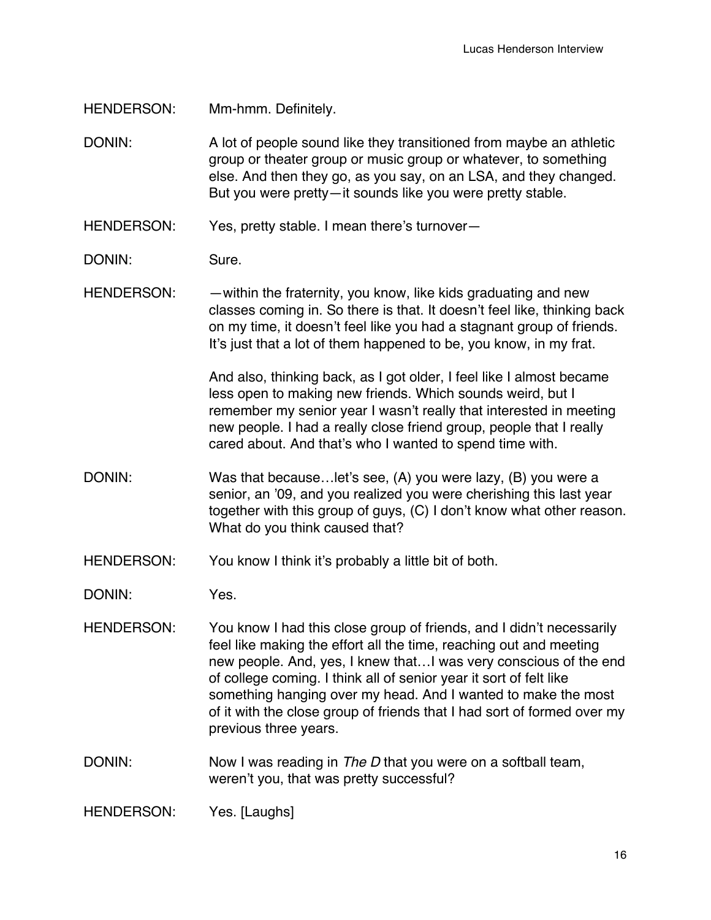HENDERSON: Mm-hmm. Definitely.

DONIN: A lot of people sound like they transitioned from maybe an athletic group or theater group or music group or whatever, to something else. And then they go, as you say, on an LSA, and they changed. But you were pretty—it sounds like you were pretty stable.

HENDERSON: Yes, pretty stable. I mean there's turnover—

DONIN: Sure.

HENDERSON: —within the fraternity, you know, like kids graduating and new classes coming in. So there is that. It doesn't feel like, thinking back on my time, it doesn't feel like you had a stagnant group of friends. It's just that a lot of them happened to be, you know, in my frat.

And also, thinking back, as I got older, I feel like I almost became less open to making new friends. Which sounds weird, but I remember my senior year I wasn't really that interested in meeting new people. I had a really close friend group, people that I really cared about. And that's who I wanted to spend time with.

DONIN: Was that because…let's see, (A) you were lazy, (B) you were a senior, an '09, and you realized you were cherishing this last year together with this group of guys, (C) I don't know what other reason. What do you think caused that?

HENDERSON: You know I think it's probably a little bit of both.

DONIN: Yes.

HENDERSON: You know I had this close group of friends, and I didn't necessarily feel like making the effort all the time, reaching out and meeting new people. And, yes, I knew that…I was very conscious of the end of college coming. I think all of senior year it sort of felt like something hanging over my head. And I wanted to make the most of it with the close group of friends that I had sort of formed over my previous three years.

DONIN: Now I was reading in *The D* that you were on a softball team, weren't you, that was pretty successful?

HENDERSON: Yes. [Laughs]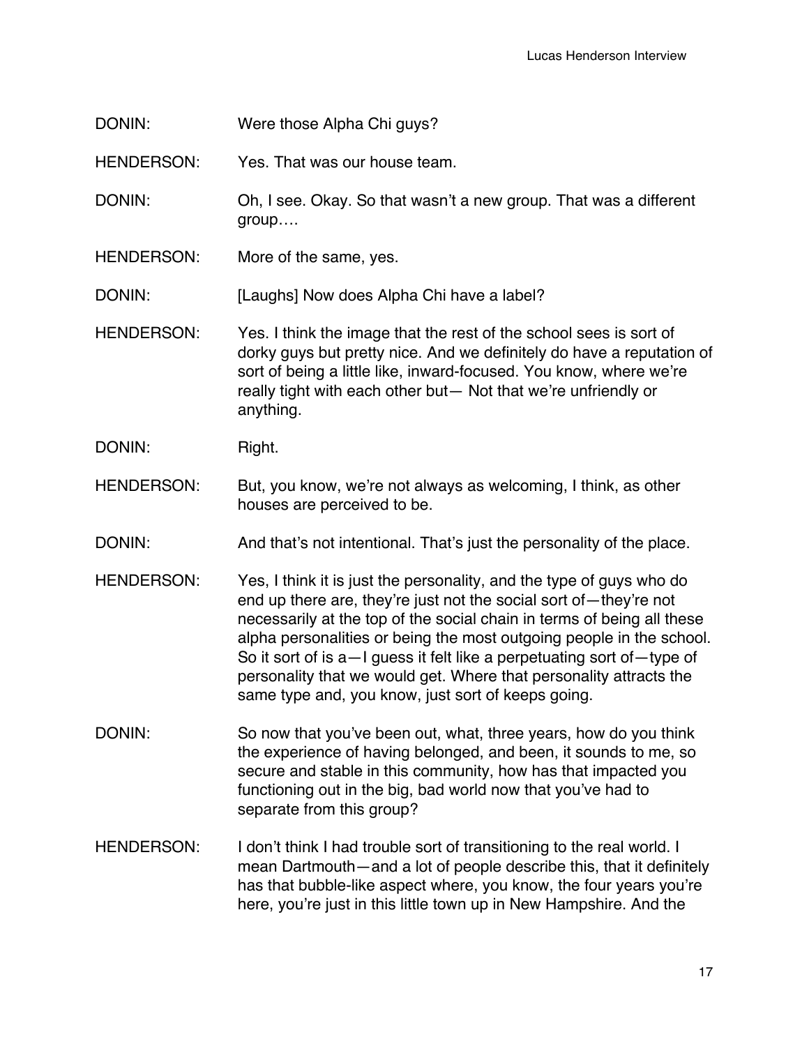DONIN: Were those Alpha Chi guys?

HENDERSON: Yes. That was our house team.

DONIN: Oh, I see. Okay. So that wasn't a new group. That was a different group….

HENDERSON: More of the same, yes.

DONIN: [Laughs] Now does Alpha Chi have a label?

HENDERSON: Yes. I think the image that the rest of the school sees is sort of dorky guys but pretty nice. And we definitely do have a reputation of sort of being a little like, inward-focused. You know, where we're really tight with each other but— Not that we're unfriendly or anything.

DONIN: Right.

HENDERSON: But, you know, we're not always as welcoming, I think, as other houses are perceived to be.

DONIN: And that's not intentional. That's just the personality of the place.

HENDERSON: Yes, I think it is just the personality, and the type of guys who do end up there are, they're just not the social sort of—they're not necessarily at the top of the social chain in terms of being all these alpha personalities or being the most outgoing people in the school. So it sort of is a—I guess it felt like a perpetuating sort of—type of personality that we would get. Where that personality attracts the same type and, you know, just sort of keeps going.

DONIN: So now that you've been out, what, three years, how do you think the experience of having belonged, and been, it sounds to me, so secure and stable in this community, how has that impacted you functioning out in the big, bad world now that you've had to separate from this group?

HENDERSON: I don't think I had trouble sort of transitioning to the real world. I mean Dartmouth—and a lot of people describe this, that it definitely has that bubble-like aspect where, you know, the four years you're here, you're just in this little town up in New Hampshire. And the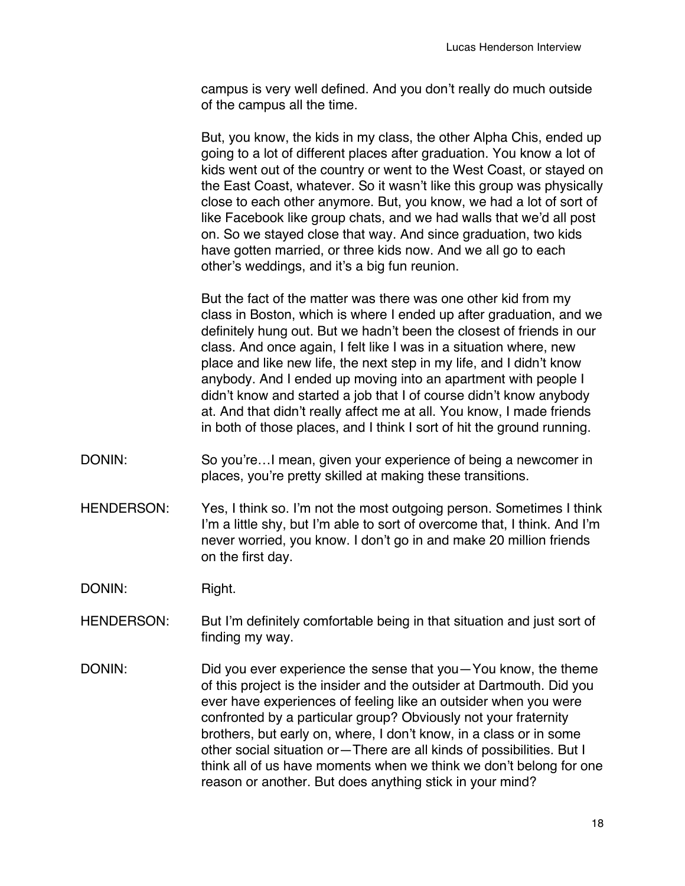campus is very well defined. And you don't really do much outside of the campus all the time.

But, you know, the kids in my class, the other Alpha Chis, ended up going to a lot of different places after graduation. You know a lot of kids went out of the country or went to the West Coast, or stayed on the East Coast, whatever. So it wasn't like this group was physically close to each other anymore. But, you know, we had a lot of sort of like Facebook like group chats, and we had walls that we'd all post on. So we stayed close that way. And since graduation, two kids have gotten married, or three kids now. And we all go to each other's weddings, and it's a big fun reunion.

But the fact of the matter was there was one other kid from my class in Boston, which is where I ended up after graduation, and we definitely hung out. But we hadn't been the closest of friends in our class. And once again, I felt like I was in a situation where, new place and like new life, the next step in my life, and I didn't know anybody. And I ended up moving into an apartment with people I didn't know and started a job that I of course didn't know anybody at. And that didn't really affect me at all. You know, I made friends in both of those places, and I think I sort of hit the ground running.

DONIN: So you're…I mean, given your experience of being a newcomer in places, you're pretty skilled at making these transitions.

HENDERSON: Yes, I think so. I'm not the most outgoing person. Sometimes I think I'm a little shy, but I'm able to sort of overcome that, I think. And I'm never worried, you know. I don't go in and make 20 million friends on the first day.

DONIN: Right.

HENDERSON: But I'm definitely comfortable being in that situation and just sort of finding my way.

DONIN: Did you ever experience the sense that you—You know, the theme of this project is the insider and the outsider at Dartmouth. Did you ever have experiences of feeling like an outsider when you were confronted by a particular group? Obviously not your fraternity brothers, but early on, where, I don't know, in a class or in some other social situation or—There are all kinds of possibilities. But I think all of us have moments when we think we don't belong for one reason or another. But does anything stick in your mind?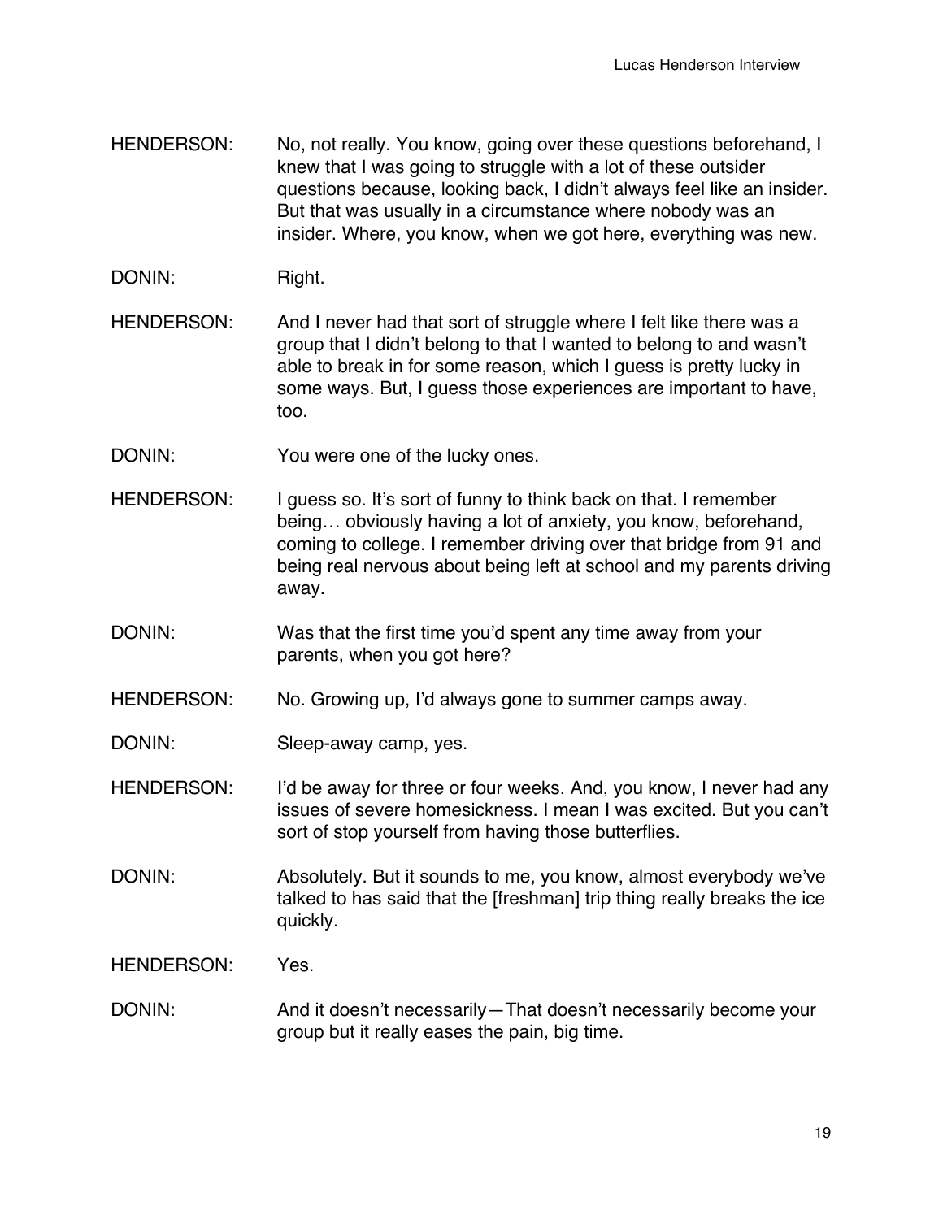HENDERSON: No, not really. You know, going over these questions beforehand, I knew that I was going to struggle with a lot of these outsider questions because, looking back, I didn't always feel like an insider. But that was usually in a circumstance where nobody was an insider. Where, you know, when we got here, everything was new.

DONIN: Right.

HENDERSON: And I never had that sort of struggle where I felt like there was a group that I didn't belong to that I wanted to belong to and wasn't able to break in for some reason, which I guess is pretty lucky in some ways. But, I guess those experiences are important to have, too.

DONIN: You were one of the lucky ones.

HENDERSON: I guess so. It's sort of funny to think back on that. I remember being… obviously having a lot of anxiety, you know, beforehand, coming to college. I remember driving over that bridge from 91 and being real nervous about being left at school and my parents driving away.

DONIN: Was that the first time you'd spent any time away from your parents, when you got here?

HENDERSON: No. Growing up, I'd always gone to summer camps away.

DONIN: Sleep-away camp, yes.

HENDERSON: I'd be away for three or four weeks. And, you know, I never had any issues of severe homesickness. I mean I was excited. But you can't sort of stop yourself from having those butterflies.

DONIN: Absolutely. But it sounds to me, you know, almost everybody we've talked to has said that the [freshman] trip thing really breaks the ice quickly.

HENDERSON: Yes.

DONIN: And it doesn't necessarily—That doesn't necessarily become your group but it really eases the pain, big time.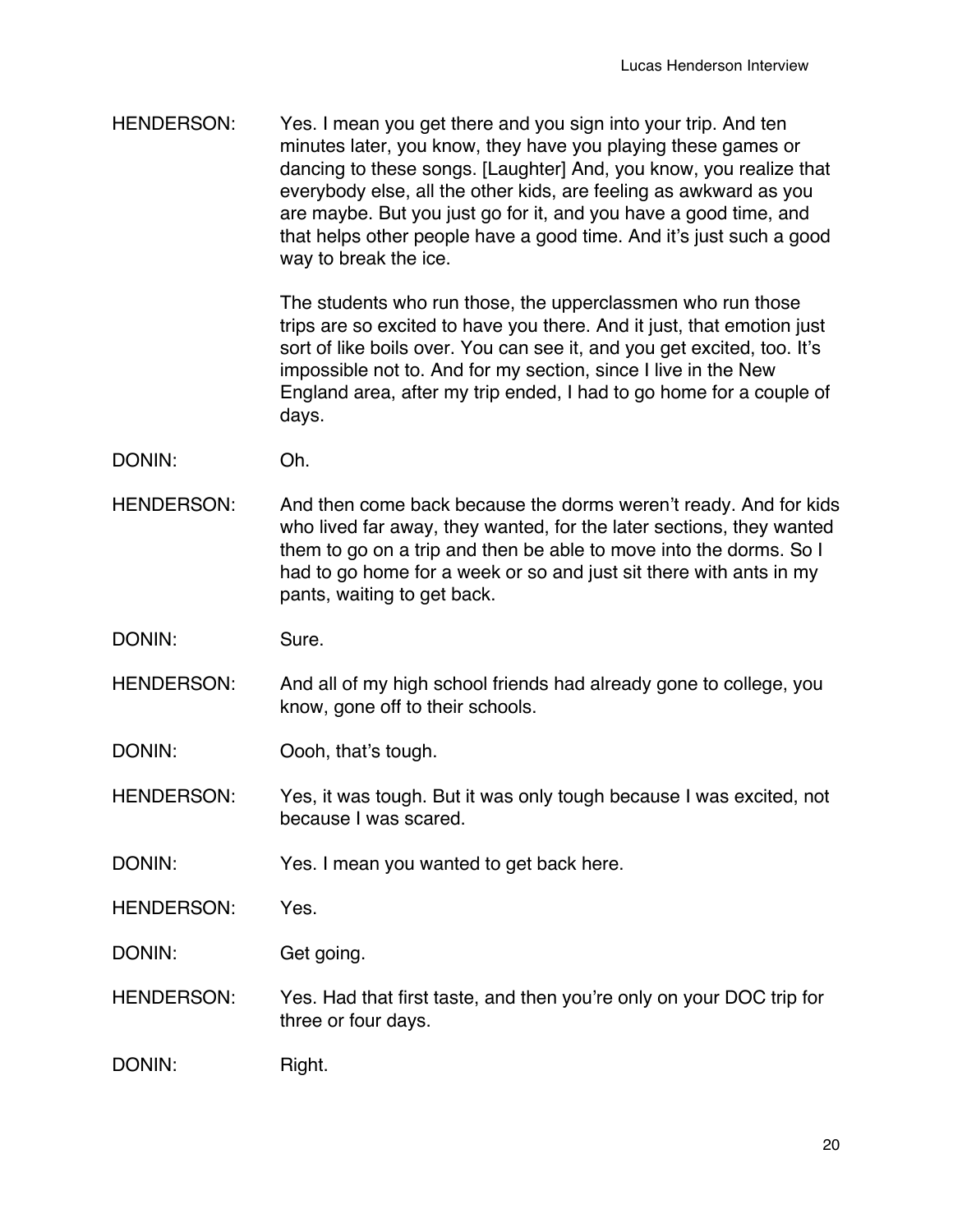HENDERSON: Yes. I mean you get there and you sign into your trip. And ten minutes later, you know, they have you playing these games or dancing to these songs. [Laughter] And, you know, you realize that everybody else, all the other kids, are feeling as awkward as you are maybe. But you just go for it, and you have a good time, and that helps other people have a good time. And it's just such a good way to break the ice.

The students who run those, the upperclassmen who run those trips are so excited to have you there. And it just, that emotion just sort of like boils over. You can see it, and you get excited, too. It's impossible not to. And for my section, since I live in the New England area, after my trip ended, I had to go home for a couple of days.

DONIN: Oh.

HENDERSON: And then come back because the dorms weren't ready. And for kids who lived far away, they wanted, for the later sections, they wanted them to go on a trip and then be able to move into the dorms. So I had to go home for a week or so and just sit there with ants in my pants, waiting to get back.

DONIN: Sure.

HENDERSON: And all of my high school friends had already gone to college, you know, gone off to their schools.

DONIN: Oooh, that's tough.

HENDERSON: Yes, it was tough. But it was only tough because I was excited, not because I was scared.

DONIN: Yes. I mean you wanted to get back here.

HENDERSON: Yes.

DONIN: Get going.

HENDERSON: Yes. Had that first taste, and then you're only on your DOC trip for three or four days.

DONIN: Right.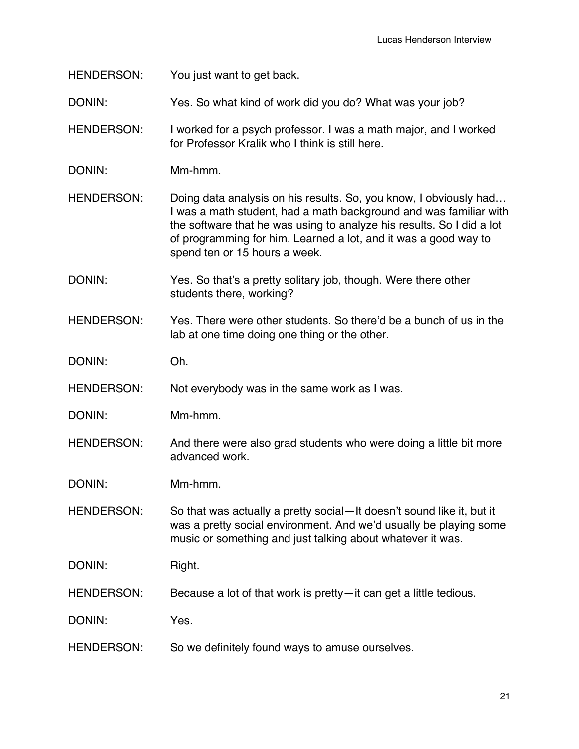HENDERSON: You just want to get back.

DONIN: Yes. So what kind of work did you do? What was your job?

HENDERSON: I worked for a psych professor. I was a math major, and I worked for Professor Kralik who I think is still here.

DONIN: Mm-hmm.

HENDERSON: Doing data analysis on his results. So, you know, I obviously had… I was a math student, had a math background and was familiar with the software that he was using to analyze his results. So I did a lot of programming for him. Learned a lot, and it was a good way to spend ten or 15 hours a week.

DONIN: Yes. So that's a pretty solitary job, though. Were there other students there, working?

HENDERSON: Yes. There were other students. So there'd be a bunch of us in the lab at one time doing one thing or the other.

DONIN: Oh.

HENDERSON: Not everybody was in the same work as I was.

DONIN: Mm-hmm.

HENDERSON: And there were also grad students who were doing a little bit more advanced work.

DONIN: Mm-hmm.

HENDERSON: So that was actually a pretty social—It doesn't sound like it, but it was a pretty social environment. And we'd usually be playing some music or something and just talking about whatever it was.

DONIN: Right.

HENDERSON: Because a lot of that work is pretty—it can get a little tedious.

DONIN: Yes.

HENDERSON: So we definitely found ways to amuse ourselves.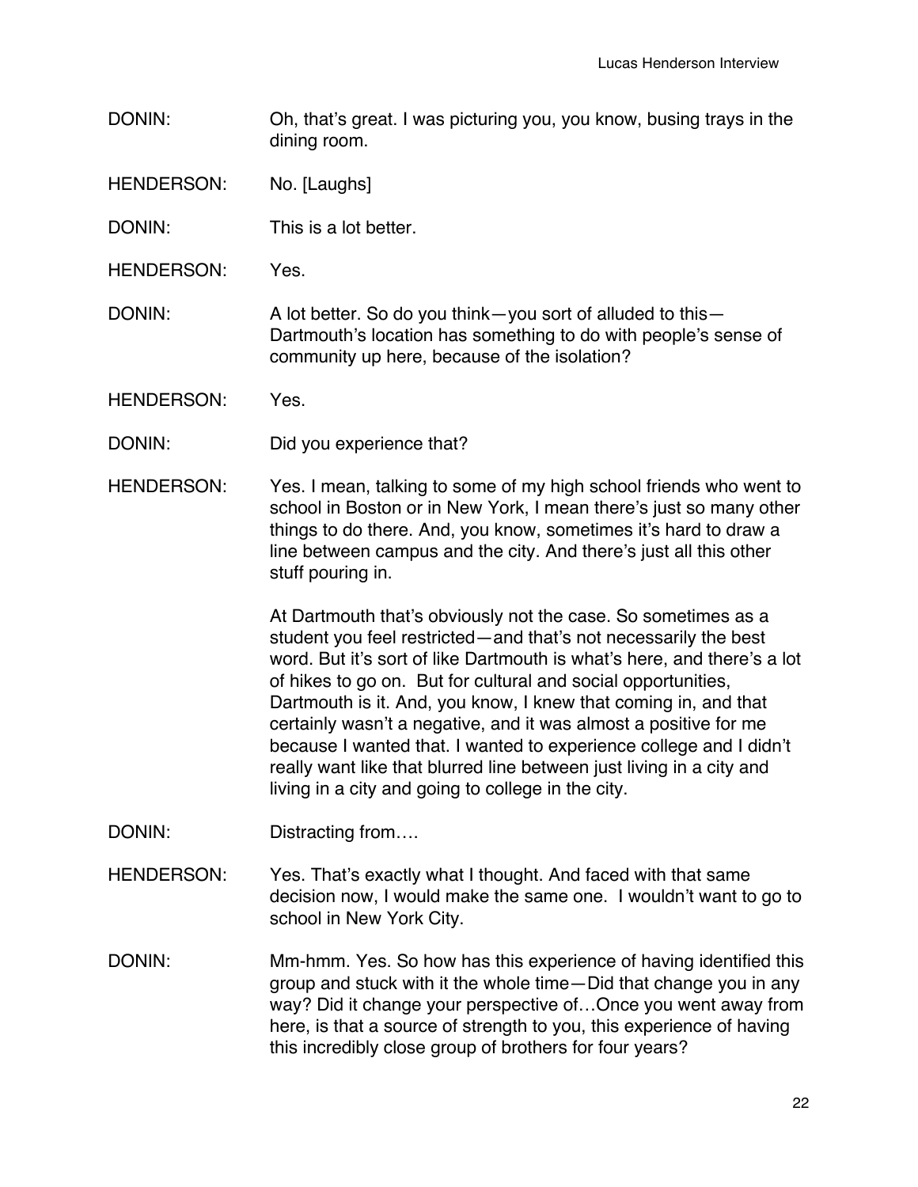DONIN: Oh, that's great. I was picturing you, you know, busing trays in the dining room.

HENDERSON: No. [Laughs]

DONIN: This is a lot better.

HENDERSON: Yes.

DONIN: A lot better. So do you think—you sort of alluded to this—Dartmouth's location has something to do with people's sense of community up here, because of the isolation?

HENDERSON: Yes.

DONIN: Did you experience that?

HENDERSON: Yes. I mean, talking to some of my high school friends who went to school in Boston or in New York, I mean there's just so many other things to do there. And, you know, sometimes it's hard to draw a line between campus and the city. And there's just all this other stuff pouring in.

At Dartmouth that's obviously not the case. So sometimes as a student you feel restricted—and that's not necessarily the best word. But it's sort of like Dartmouth is what's here, and there's a lot of hikes to go on. But for cultural and social opportunities, Dartmouth is it. And, you know, I knew that coming in, and that certainly wasn't a negative, and it was almost a positive for me because I wanted that. I wanted to experience college and I didn't really want like that blurred line between just living in a city and living in a city and going to college in the city.

DONIN: Distracting from….

HENDERSON: Yes. That's exactly what I thought. And faced with that same decision now, I would make the same one. I wouldn't want to go to school in New York City.

DONIN: Mm-hmm. Yes. So how has this experience of having identified this group and stuck with it the whole time—Did that change you in any way? Did it change your perspective of…Once you went away from here, is that a source of strength to you, this experience of having this incredibly close group of brothers for four years?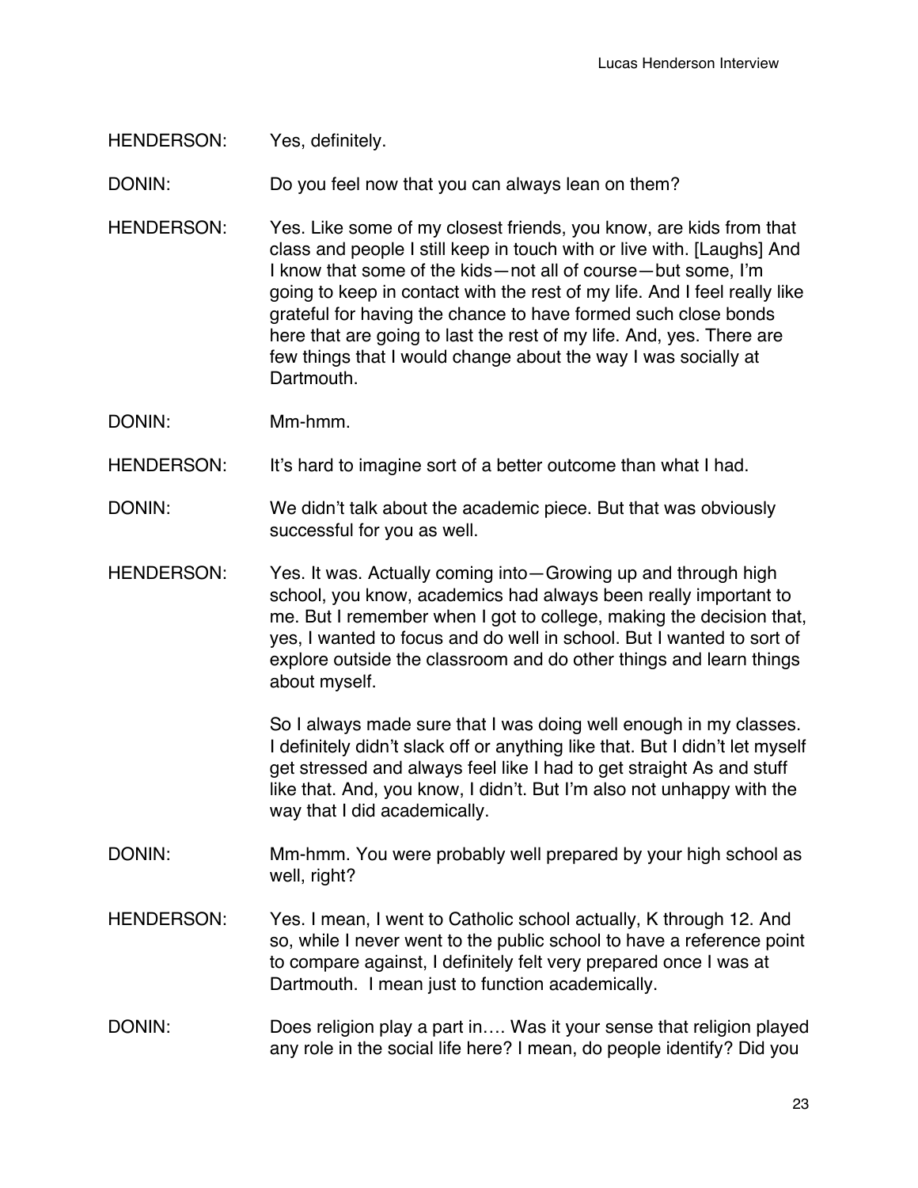HENDERSON: Yes, definitely.

DONIN: Do you feel now that you can always lean on them?

HENDERSON: Yes. Like some of my closest friends, you know, are kids from that class and people I still keep in touch with or live with. [Laughs] And I know that some of the kids—not all of course—but some, I'm going to keep in contact with the rest of my life. And I feel really like grateful for having the chance to have formed such close bonds here that are going to last the rest of my life. And, yes. There are few things that I would change about the way I was socially at Dartmouth.

DONIN: Mm-hmm.

HENDERSON: It's hard to imagine sort of a better outcome than what I had.

DONIN: We didn't talk about the academic piece. But that was obviously successful for you as well.

HENDERSON: Yes. It was. Actually coming into—Growing up and through high school, you know, academics had always been really important to me. But I remember when I got to college, making the decision that, yes, I wanted to focus and do well in school. But I wanted to sort of explore outside the classroom and do other things and learn things about myself.

So I always made sure that I was doing well enough in my classes. I definitely didn't slack off or anything like that. But I didn't let myself get stressed and always feel like I had to get straight As and stuff like that. And, you know, I didn't. But I'm also not unhappy with the way that I did academically.

DONIN: Mm-hmm. You were probably well prepared by your high school as well, right?

HENDERSON: Yes. I mean, I went to Catholic school actually, K through 12. And so, while I never went to the public school to have a reference point to compare against, I definitely felt very prepared once I was at Dartmouth. I mean just to function academically.

DONIN: Does religion play a part in…. Was it your sense that religion played any role in the social life here? I mean, do people identify? Did you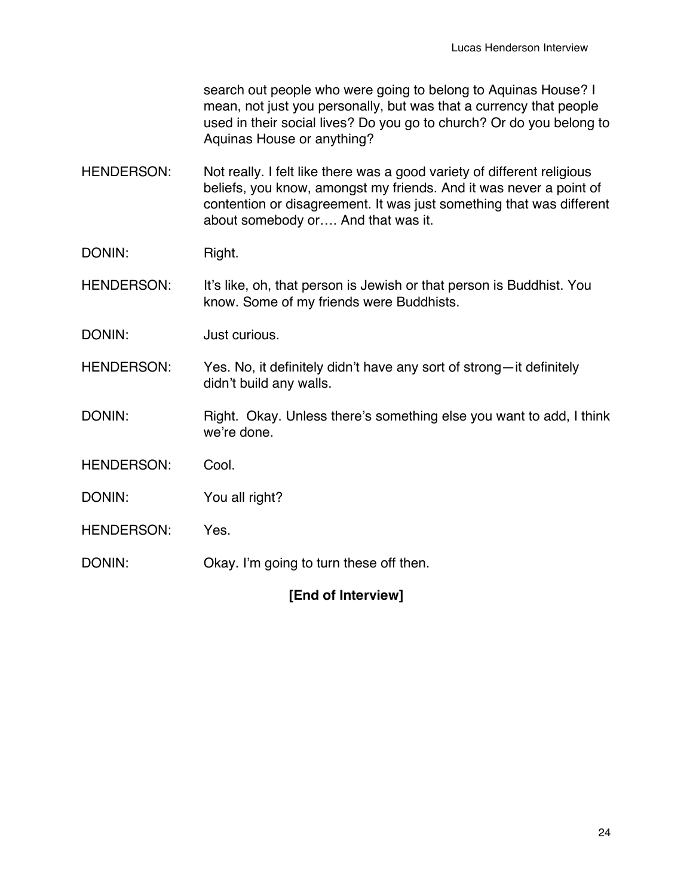search out people who were going to belong to Aquinas House? I mean, not just you personally, but was that a currency that people used in their social lives? Do you go to church? Or do you belong to Aquinas House or anything?

HENDERSON: Not really. I felt like there was a good variety of different religious beliefs, you know, amongst my friends. And it was never a point of contention or disagreement. It was just something that was different about somebody or…. And that was it.

DONIN: Right.

HENDERSON: It's like, oh, that person is Jewish or that person is Buddhist. You know. Some of my friends were Buddhists.

DONIN: Just curious.

HENDERSON: Yes. No, it definitely didn't have any sort of strong—it definitely didn't build any walls.

DONIN: Right. Okay. Unless there's something else you want to add, I think we're done.

HENDERSON: Cool.

DONIN: You all right?

HENDERSON: Yes.

DONIN: Okay. I'm going to turn these off then.

**[End of Interview]**